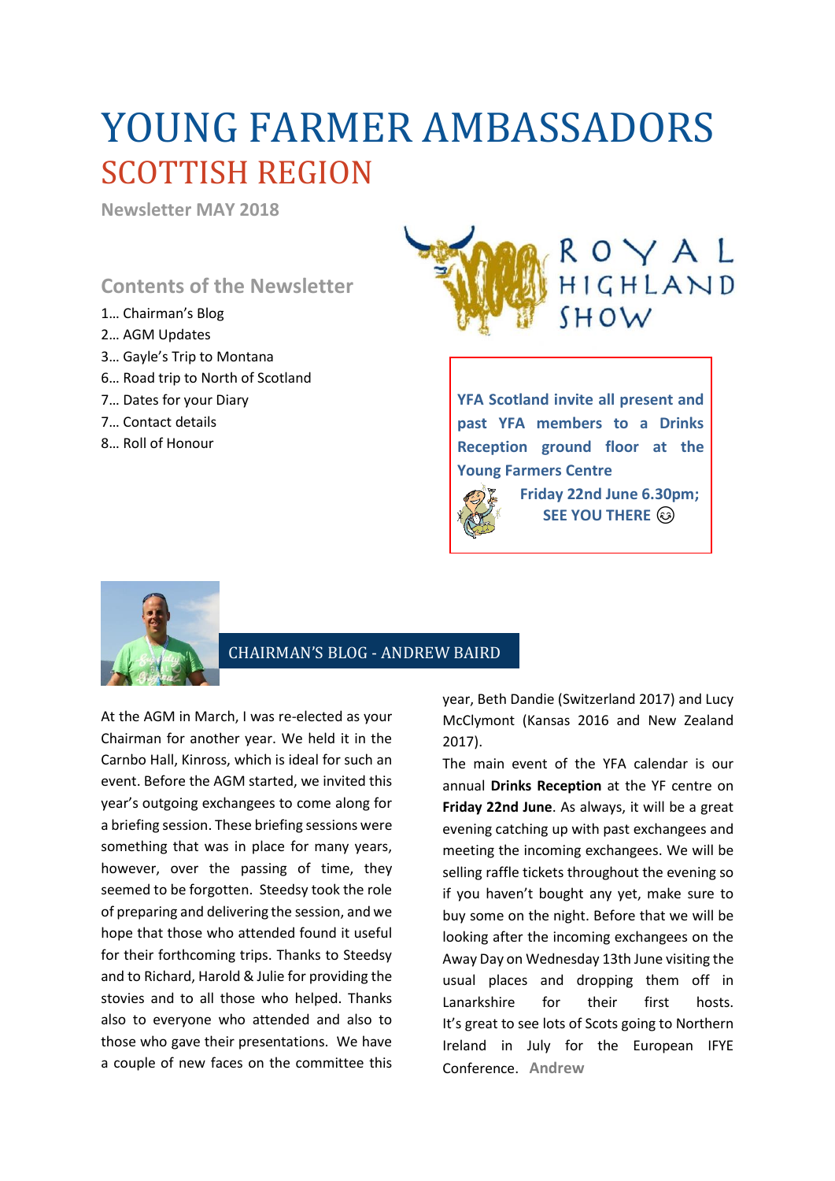# YOUNG FARMER AMBASSADORS

## SCOTTISH REGION

**Newsletter MAY 2018**

### Contents of the Newsletter

1… Chairman's Blog
2… AGM Updates
3… Gayle's Trip to Montana
6… Road trip to North of Scotland
7… Dates for your Diary
7… Contact details
8… Roll of Honour

ROYAL HIGHLAND SHOW

**YFA Scotland invite all present and past YFA members to a Drinks Reception ground floor at the Young Farmers Centre**

**Friday 22nd June 6.30pm;**
**SEE YOU THERE 😉**

## CHAIRMAN'S BLOG - ANDREW BAIRD

At the AGM in March, I was re-elected as your Chairman for another year. We held it in the Carnbo Hall, Kinross, which is ideal for such an event. Before the AGM started, we invited this year's outgoing exchangees to come along for a briefing session. These briefing sessions were something that was in place for many years, however, over the passing of time, they seemed to be forgotten. Steedsy took the role of preparing and delivering the session, and we hope that those who attended found it useful for their forthcoming trips. Thanks to Steedsy and to Richard, Harold & Julie for providing the stovies and to all those who helped. Thanks also to everyone who attended and also to those who gave their presentations. We have a couple of new faces on the committee this year, Beth Dandie (Switzerland 2017) and Lucy McClymont (Kansas 2016 and New Zealand 2017).

The main event of the YFA calendar is our annual **Drinks Reception** at the YF centre on **Friday 22nd June**. As always, it will be a great evening catching up with past exchangees and meeting the incoming exchangees. We will be selling raffle tickets throughout the evening so if you haven't bought any yet, make sure to buy some on the night. Before that we will be looking after the incoming exchangees on the Away Day on Wednesday 13th June visiting the usual places and dropping them off in Lanarkshire for their first hosts. It's great to see lots of Scots going to Northern Ireland in July for the European IFYE Conference. **Andrew**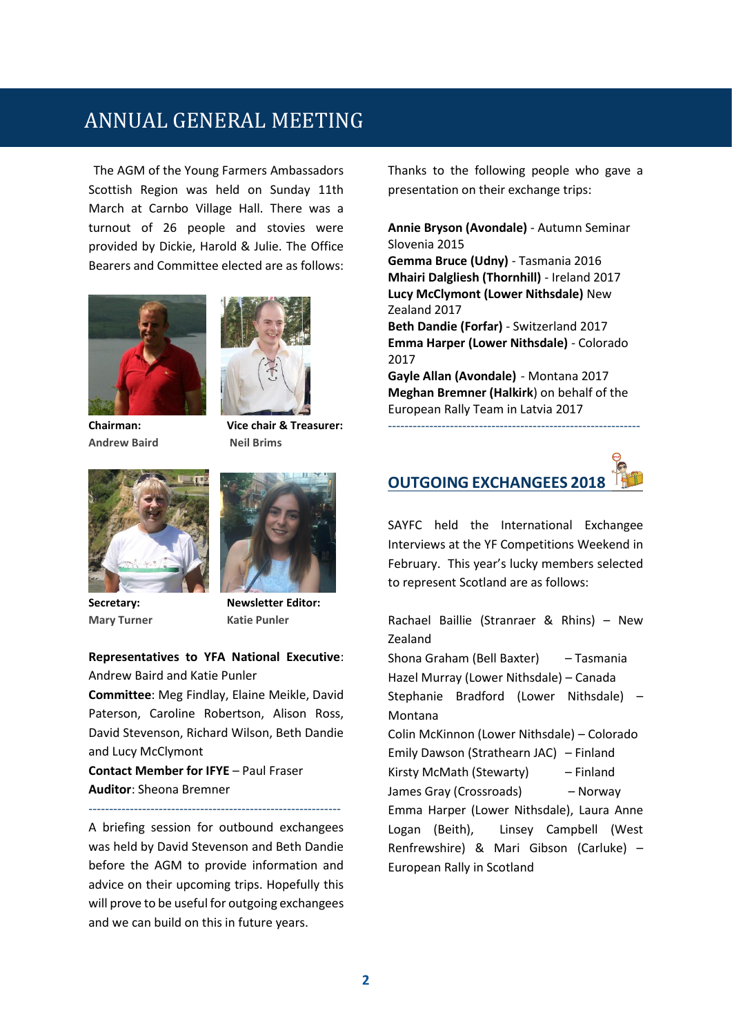# ANNUAL GENERAL MEETING

The AGM of the Young Farmers Ambassadors Scottish Region was held on Sunday 11th March at Carnbo Village Hall. There was a turnout of 26 people and stovies were provided by Dickie, Harold & Julie. The Office Bearers and Committee elected are as follows:

**Chairman:**
Andrew Baird

**Vice chair & Treasurer:**
Neil Brims

**Secretary:**
Mary Turner

**Newsletter Editor:**
Katie Punler

**Representatives to YFA National Executive**: Andrew Baird and Katie Punler
**Committee**: Meg Findlay, Elaine Meikle, David Paterson, Caroline Robertson, Alison Ross, David Stevenson, Richard Wilson, Beth Dandie and Lucy McClymont
**Contact Member for IFYE** – Paul Fraser
**Auditor**: Sheona Bremner

---

A briefing session for outbound exchangees was held by David Stevenson and Beth Dandie before the AGM to provide information and advice on their upcoming trips. Hopefully this will prove to be useful for outgoing exchangees and we can build on this in future years.

Thanks to the following people who gave a presentation on their exchange trips:

**Annie Bryson (Avondale)** - Autumn Seminar Slovenia 2015
**Gemma Bruce (Udny)** - Tasmania 2016
**Mhairi Dalgliesh (Thornhill)** - Ireland 2017
**Lucy McClymont (Lower Nithsdale)** New Zealand 2017
**Beth Dandie (Forfar)** - Switzerland 2017
**Emma Harper (Lower Nithsdale)** - Colorado 2017
**Gayle Allan (Avondale)** - Montana 2017
**Meghan Bremner (Halkirk**) on behalf of the European Rally Team in Latvia 2017

---

## OUTGOING EXCHANGEES 2018

SAYFC held the International Exchangee Interviews at the YF Competitions Weekend in February. This year's lucky members selected to represent Scotland are as follows:

Rachael Baillie (Stranraer & Rhins) – New Zealand
Shona Graham (Bell Baxter) – Tasmania
Hazel Murray (Lower Nithsdale) – Canada
Stephanie Bradford (Lower Nithsdale) – Montana
Colin McKinnon (Lower Nithsdale) – Colorado
Emily Dawson (Strathearn JAC) – Finland
Kirsty McMath (Stewarty) – Finland
James Gray (Crossroads) – Norway
Emma Harper (Lower Nithsdale), Laura Anne Logan (Beith), Linsey Campbell (West Renfrewshire) & Mari Gibson (Carluke) – European Rally in Scotland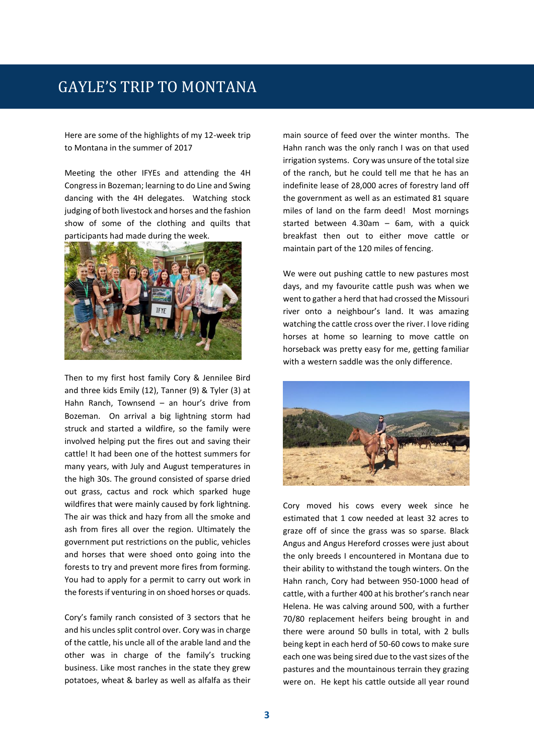# GAYLE'S TRIP TO MONTANA

Here are some of the highlights of my 12-week trip to Montana in the summer of 2017

Meeting the other IFYEs and attending the 4H Congress in Bozeman; learning to do Line and Swing dancing with the 4H delegates. Watching stock judging of both livestock and horses and the fashion show of some of the clothing and quilts that participants had made during the week.

Then to my first host family Cory & Jennilee Bird and three kids Emily (12), Tanner (9) & Tyler (3) at Hahn Ranch, Townsend – an hour's drive from Bozeman. On arrival a big lightning storm had struck and started a wildfire, so the family were involved helping put the fires out and saving their cattle! It had been one of the hottest summers for many years, with July and August temperatures in the high 30s. The ground consisted of sparse dried out grass, cactus and rock which sparked huge wildfires that were mainly caused by fork lightning. The air was thick and hazy from all the smoke and ash from fires all over the region. Ultimately the government put restrictions on the public, vehicles and horses that were shoed onto going into the forests to try and prevent more fires from forming. You had to apply for a permit to carry out work in the forests if venturing in on shoed horses or quads.

Cory's family ranch consisted of 3 sectors that he and his uncles split control over. Cory was in charge of the cattle, his uncle all of the arable land and the other was in charge of the family's trucking business. Like most ranches in the state they grew potatoes, wheat & barley as well as alfalfa as their main source of feed over the winter months. The Hahn ranch was the only ranch I was on that used irrigation systems. Cory was unsure of the total size of the ranch, but he could tell me that he has an indefinite lease of 28,000 acres of forestry land off the government as well as an estimated 81 square miles of land on the farm deed! Most mornings started between 4.30am – 6am, with a quick breakfast then out to either move cattle or maintain part of the 120 miles of fencing.

We were out pushing cattle to new pastures most days, and my favourite cattle push was when we went to gather a herd that had crossed the Missouri river onto a neighbour's land. It was amazing watching the cattle cross over the river. I love riding horses at home so learning to move cattle on horseback was pretty easy for me, getting familiar with a western saddle was the only difference.

Cory moved his cows every week since he estimated that 1 cow needed at least 32 acres to graze off of since the grass was so sparse. Black Angus and Angus Hereford crosses were just about the only breeds I encountered in Montana due to their ability to withstand the tough winters. On the Hahn ranch, Cory had between 950-1000 head of cattle, with a further 400 at his brother's ranch near Helena. He was calving around 500, with a further 70/80 replacement heifers being brought in and there were around 50 bulls in total, with 2 bulls being kept in each herd of 50-60 cows to make sure each one was being sired due to the vast sizes of the pastures and the mountainous terrain they grazing were on. He kept his cattle outside all year round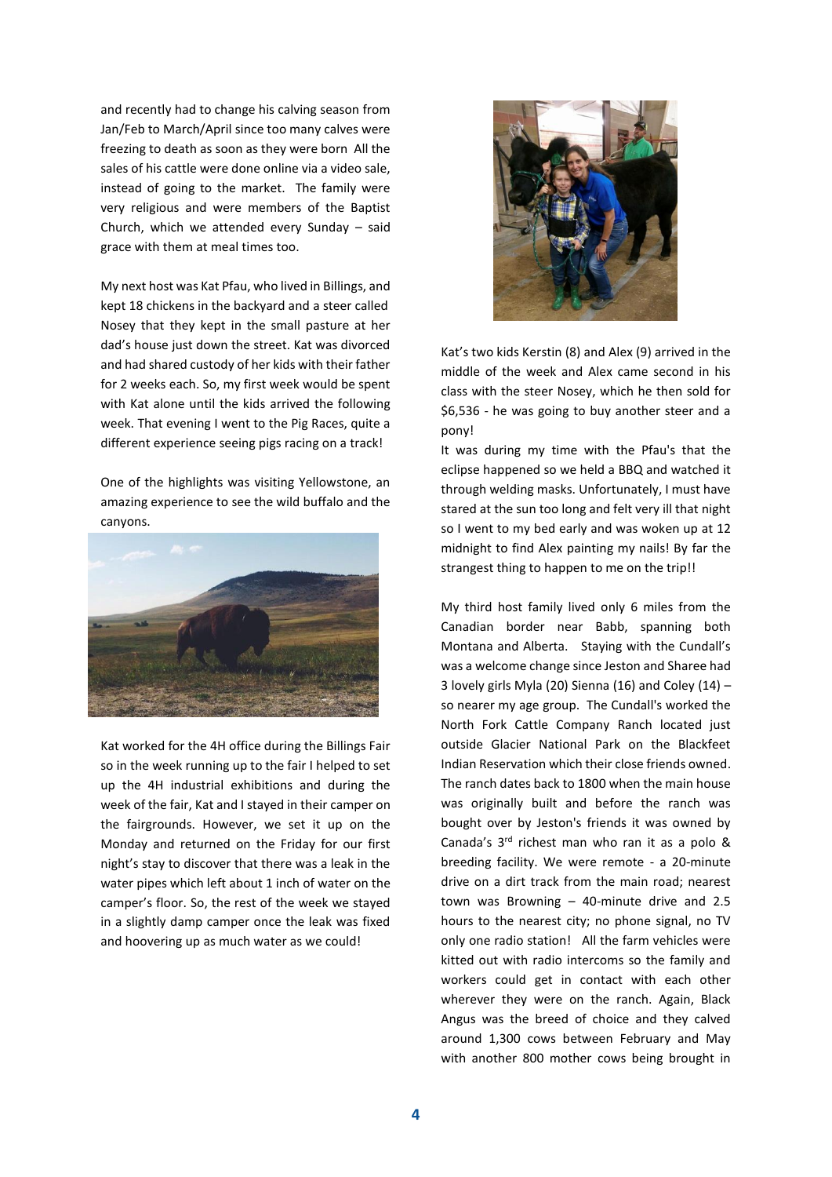and recently had to change his calving season from Jan/Feb to March/April since too many calves were freezing to death as soon as they were born All the sales of his cattle were done online via a video sale, instead of going to the market. The family were very religious and were members of the Baptist Church, which we attended every Sunday – said grace with them at meal times too.

My next host was Kat Pfau, who lived in Billings, and kept 18 chickens in the backyard and a steer called Nosey that they kept in the small pasture at her dad's house just down the street. Kat was divorced and had shared custody of her kids with their father for 2 weeks each. So, my first week would be spent with Kat alone until the kids arrived the following week. That evening I went to the Pig Races, quite a different experience seeing pigs racing on a track!

One of the highlights was visiting Yellowstone, an amazing experience to see the wild buffalo and the canyons.

Kat worked for the 4H office during the Billings Fair so in the week running up to the fair I helped to set up the 4H industrial exhibitions and during the week of the fair, Kat and I stayed in their camper on the fairgrounds. However, we set it up on the Monday and returned on the Friday for our first night's stay to discover that there was a leak in the water pipes which left about 1 inch of water on the camper's floor. So, the rest of the week we stayed in a slightly damp camper once the leak was fixed and hoovering up as much water as we could!

Kat's two kids Kerstin (8) and Alex (9) arrived in the middle of the week and Alex came second in his class with the steer Nosey, which he then sold for $6,536 - he was going to buy another steer and a pony!

It was during my time with the Pfau's that the eclipse happened so we held a BBQ and watched it through welding masks. Unfortunately, I must have stared at the sun too long and felt very ill that night so I went to my bed early and was woken up at 12 midnight to find Alex painting my nails! By far the strangest thing to happen to me on the trip!!

My third host family lived only 6 miles from the Canadian border near Babb, spanning both Montana and Alberta. Staying with the Cundall's was a welcome change since Jeston and Sharee had 3 lovely girls Myla (20) Sienna (16) and Coley (14) – so nearer my age group. The Cundall's worked the North Fork Cattle Company Ranch located just outside Glacier National Park on the Blackfeet Indian Reservation which their close friends owned. The ranch dates back to 1800 when the main house was originally built and before the ranch was bought over by Jeston's friends it was owned by Canada's 3rd richest man who ran it as a polo & breeding facility. We were remote - a 20-minute drive on a dirt track from the main road; nearest town was Browning – 40-minute drive and 2.5 hours to the nearest city; no phone signal, no TV only one radio station! All the farm vehicles were kitted out with radio intercoms so the family and workers could get in contact with each other wherever they were on the ranch. Again, Black Angus was the breed of choice and they calved around 1,300 cows between February and May with another 800 mother cows being brought in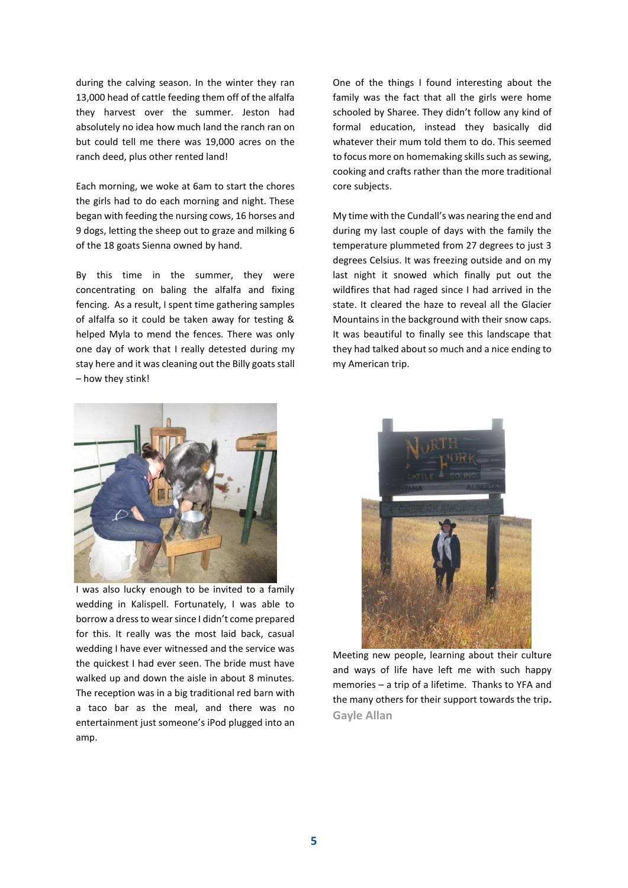during the calving season. In the winter they ran 13,000 head of cattle feeding them off of the alfalfa they harvest over the summer. Jeston had absolutely no idea how much land the ranch ran on but could tell me there was 19,000 acres on the ranch deed, plus other rented land!

Each morning, we woke at 6am to start the chores the girls had to do each morning and night. These began with feeding the nursing cows, 16 horses and 9 dogs, letting the sheep out to graze and milking 6 of the 18 goats Sienna owned by hand.

By this time in the summer, they were concentrating on baling the alfalfa and fixing fencing. As a result, I spent time gathering samples of alfalfa so it could be taken away for testing & helped Myla to mend the fences. There was only one day of work that I really detested during my stay here and it was cleaning out the Billy goats stall – how they stink!

I was also lucky enough to be invited to a family wedding in Kalispell. Fortunately, I was able to borrow a dress to wear since I didn't come prepared for this. It really was the most laid back, casual wedding I have ever witnessed and the service was the quickest I had ever seen. The bride must have walked up and down the aisle in about 8 minutes. The reception was in a big traditional red barn with a taco bar as the meal, and there was no entertainment just someone's iPod plugged into an amp.

One of the things I found interesting about the family was the fact that all the girls were home schooled by Sharee. They didn't follow any kind of formal education, instead they basically did whatever their mum told them to do. This seemed to focus more on homemaking skills such as sewing, cooking and crafts rather than the more traditional core subjects.

My time with the Cundall's was nearing the end and during my last couple of days with the family the temperature plummeted from 27 degrees to just 3 degrees Celsius. It was freezing outside and on my last night it snowed which finally put out the wildfires that had raged since I had arrived in the state. It cleared the haze to reveal all the Glacier Mountains in the background with their snow caps. It was beautiful to finally see this landscape that they had talked about so much and a nice ending to my American trip.

Meeting new people, learning about their culture and ways of life have left me with such happy memories – a trip of a lifetime. Thanks to YFA and the many others for their support towards the trip.

**Gayle Allan**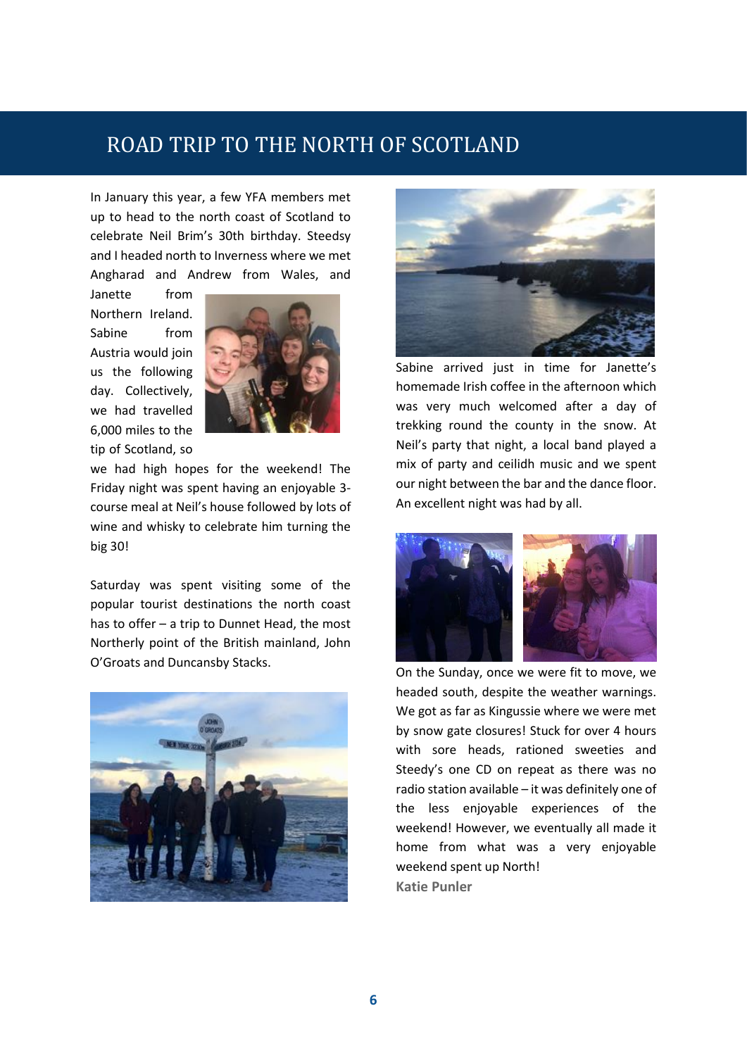# ROAD TRIP TO THE NORTH OF SCOTLAND

In January this year, a few YFA members met up to head to the north coast of Scotland to celebrate Neil Brim's 30th birthday. Steedsy and I headed north to Inverness where we met Angharad and Andrew from Wales, and Janette from Northern Ireland. Sabine from Austria would join us the following day. Collectively, we had travelled 6,000 miles to the tip of Scotland, so we had high hopes for the weekend! The Friday night was spent having an enjoyable 3-course meal at Neil's house followed by lots of wine and whisky to celebrate him turning the big 30!

Saturday was spent visiting some of the popular tourist destinations the north coast has to offer – a trip to Dunnet Head, the most Northerly point of the British mainland, John O'Groats and Duncansby Stacks.

Sabine arrived just in time for Janette's homemade Irish coffee in the afternoon which was very much welcomed after a day of trekking round the county in the snow. At Neil's party that night, a local band played a mix of party and ceilidh music and we spent our night between the bar and the dance floor. An excellent night was had by all.

On the Sunday, once we were fit to move, we headed south, despite the weather warnings. We got as far as Kingussie where we were met by snow gate closures! Stuck for over 4 hours with sore heads, rationed sweeties and Steedy's one CD on repeat as there was no radio station available – it was definitely one of the less enjoyable experiences of the weekend! However, we eventually all made it home from what was a very enjoyable weekend spent up North!

**Katie Punler**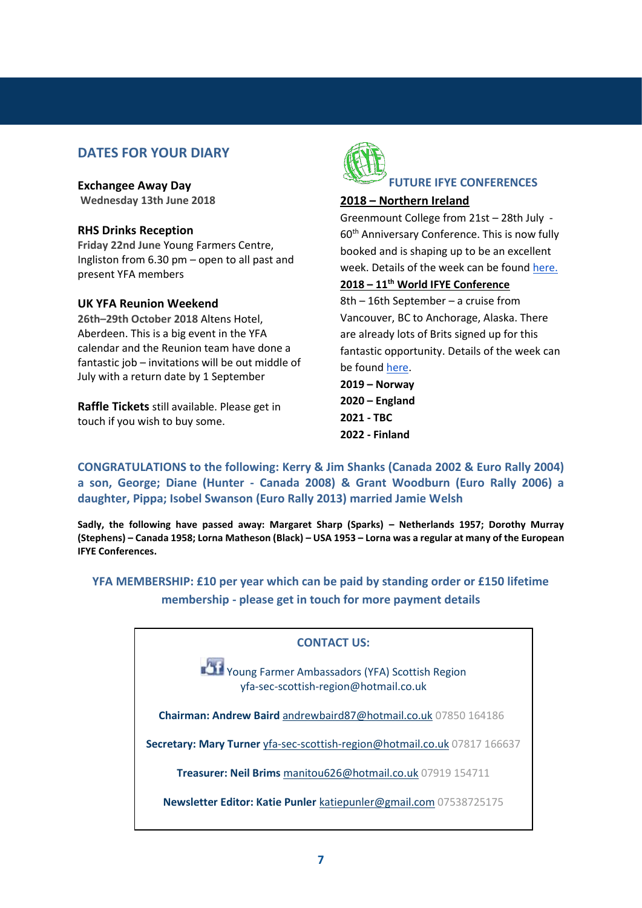## DATES FOR YOUR DIARY

**Exchangee Away Day**
**Wednesday 13th June 2018**

**RHS Drinks Reception**
**Friday 22nd June** Young Farmers Centre, Ingliston from 6.30 pm – open to all past and present YFA members

**UK YFA Reunion Weekend**
**26th–29th October 2018** Altens Hotel, Aberdeen. This is a big event in the YFA calendar and the Reunion team have done a fantastic job – invitations will be out middle of July with a return date by 1 September

**Raffle Tickets** still available. Please get in touch if you wish to buy some.

## FUTURE IFYE CONFERENCES

**2018 – Northern Ireland**

Greenmount College from 21st – 28th July - 60th Anniversary Conference. This is now fully booked and is shaping up to be an excellent week. Details of the week can be found here.

**2018 – 11th World IFYE Conference**

8th – 16th September – a cruise from Vancouver, BC to Anchorage, Alaska. There are already lots of Brits signed up for this fantastic opportunity. Details of the week can be found here.

**2019 – Norway**
**2020 – England**
**2021 - TBC**
**2022 - Finland**

**CONGRATULATIONS to the following: Kerry & Jim Shanks (Canada 2002 & Euro Rally 2004) a son, George; Diane (Hunter - Canada 2008) & Grant Woodburn (Euro Rally 2006) a daughter, Pippa; Isobel Swanson (Euro Rally 2013) married Jamie Welsh**

**Sadly, the following have passed away: Margaret Sharp (Sparks) – Netherlands 1957; Dorothy Murray (Stephens) – Canada 1958; Lorna Matheson (Black) – USA 1953 – Lorna was a regular at many of the European IFYE Conferences.**

**YFA MEMBERSHIP: £10 per year which can be paid by standing order or £150 lifetime membership - please get in touch for more payment details**

**CONTACT US:**

Young Farmer Ambassadors (YFA) Scottish Region
yfa-sec-scottish-region@hotmail.co.uk

**Chairman: Andrew Baird** andrewbaird87@hotmail.co.uk 07850 164186

**Secretary: Mary Turner** yfa-sec-scottish-region@hotmail.co.uk 07817 166637

**Treasurer: Neil Brims** manitou626@hotmail.co.uk 07919 154711

**Newsletter Editor: Katie Punler** katiepunler@gmail.com 07538725175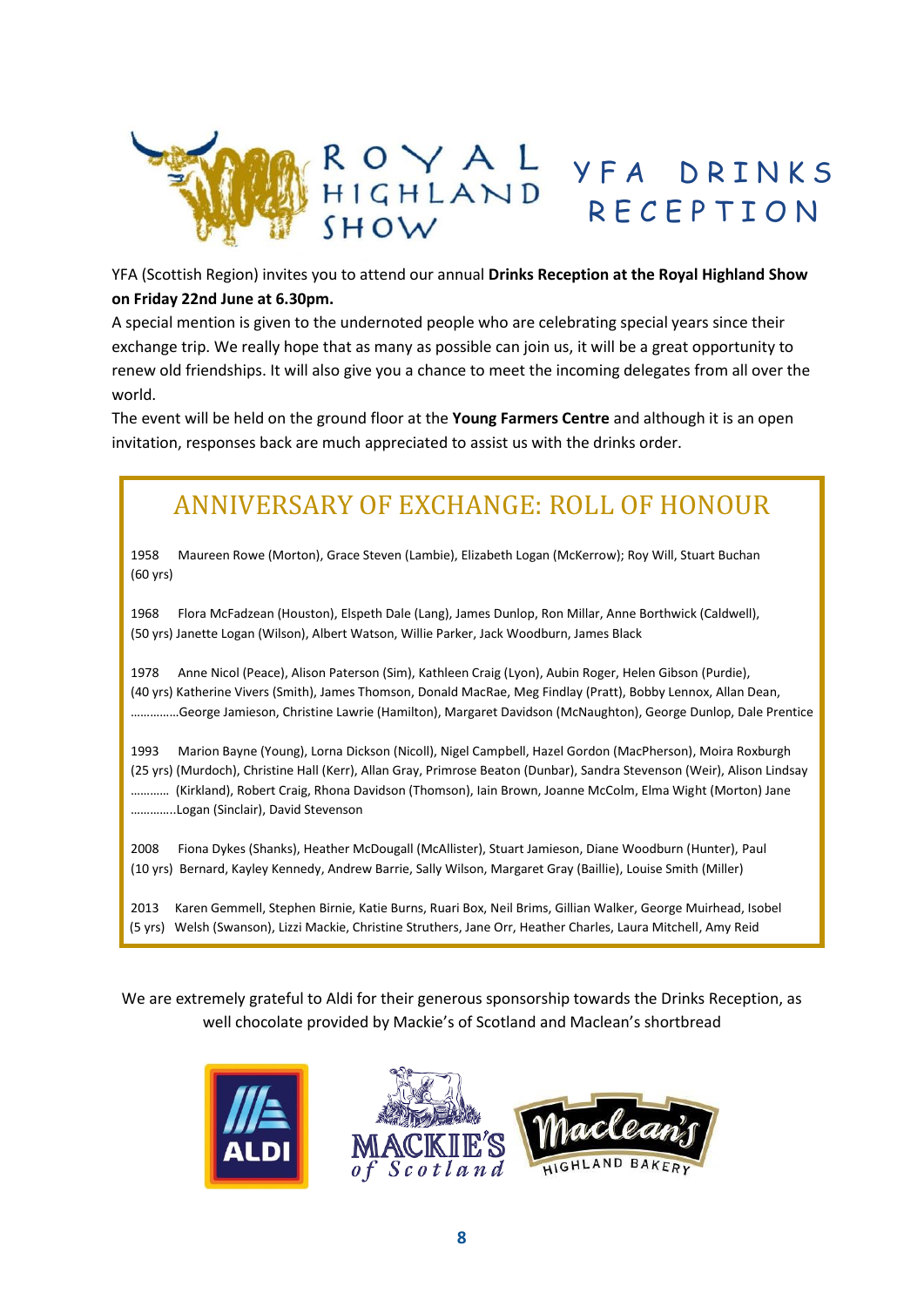# ROYAL HIGHLAND SHOW

# YFA DRINKS RECEPTION

YFA (Scottish Region) invites you to attend our annual **Drinks Reception at the Royal Highland Show on Friday 22nd June at 6.30pm.**

A special mention is given to the undernoted people who are celebrating special years since their exchange trip. We really hope that as many as possible can join us, it will be a great opportunity to renew old friendships. It will also give you a chance to meet the incoming delegates from all over the world.

The event will be held on the ground floor at the **Young Farmers Centre** and although it is an open invitation, responses back are much appreciated to assist us with the drinks order.

## ANNIVERSARY OF EXCHANGE: ROLL OF HONOUR

1958 (60 yrs) Maureen Rowe (Morton), Grace Steven (Lambie), Elizabeth Logan (McKerrow); Roy Will, Stuart Buchan

1968 (50 yrs) Flora McFadzean (Houston), Elspeth Dale (Lang), James Dunlop, Ron Millar, Anne Borthwick (Caldwell), Janette Logan (Wilson), Albert Watson, Willie Parker, Jack Woodburn, James Black

1978 (40 yrs) Anne Nicol (Peace), Alison Paterson (Sim), Kathleen Craig (Lyon), Aubin Roger, Helen Gibson (Purdie), Katherine Vivers (Smith), James Thomson, Donald MacRae, Meg Findlay (Pratt), Bobby Lennox, Allan Dean, George Jamieson, Christine Lawrie (Hamilton), Margaret Davidson (McNaughton), George Dunlop, Dale Prentice

1993 (25 yrs) Marion Bayne (Young), Lorna Dickson (Nicoll), Nigel Campbell, Hazel Gordon (MacPherson), Moira Roxburgh (Murdoch), Christine Hall (Kerr), Allan Gray, Primrose Beaton (Dunbar), Sandra Stevenson (Weir), Alison Lindsay (Kirkland), Robert Craig, Rhona Davidson (Thomson), Iain Brown, Joanne McColm, Elma Wight (Morton) Jane Logan (Sinclair), David Stevenson

2008 (10 yrs) Fiona Dykes (Shanks), Heather McDougall (McAllister), Stuart Jamieson, Diane Woodburn (Hunter), Paul Bernard, Kayley Kennedy, Andrew Barrie, Sally Wilson, Margaret Gray (Baillie), Louise Smith (Miller)

2013 (5 yrs) Karen Gemmell, Stephen Birnie, Katie Burns, Ruari Box, Neil Brims, Gillian Walker, George Muirhead, Isobel Welsh (Swanson), Lizzi Mackie, Christine Struthers, Jane Orr, Heather Charles, Laura Mitchell, Amy Reid

We are extremely grateful to Aldi for their generous sponsorship towards the Drinks Reception, as well chocolate provided by Mackie's of Scotland and Maclean's shortbread